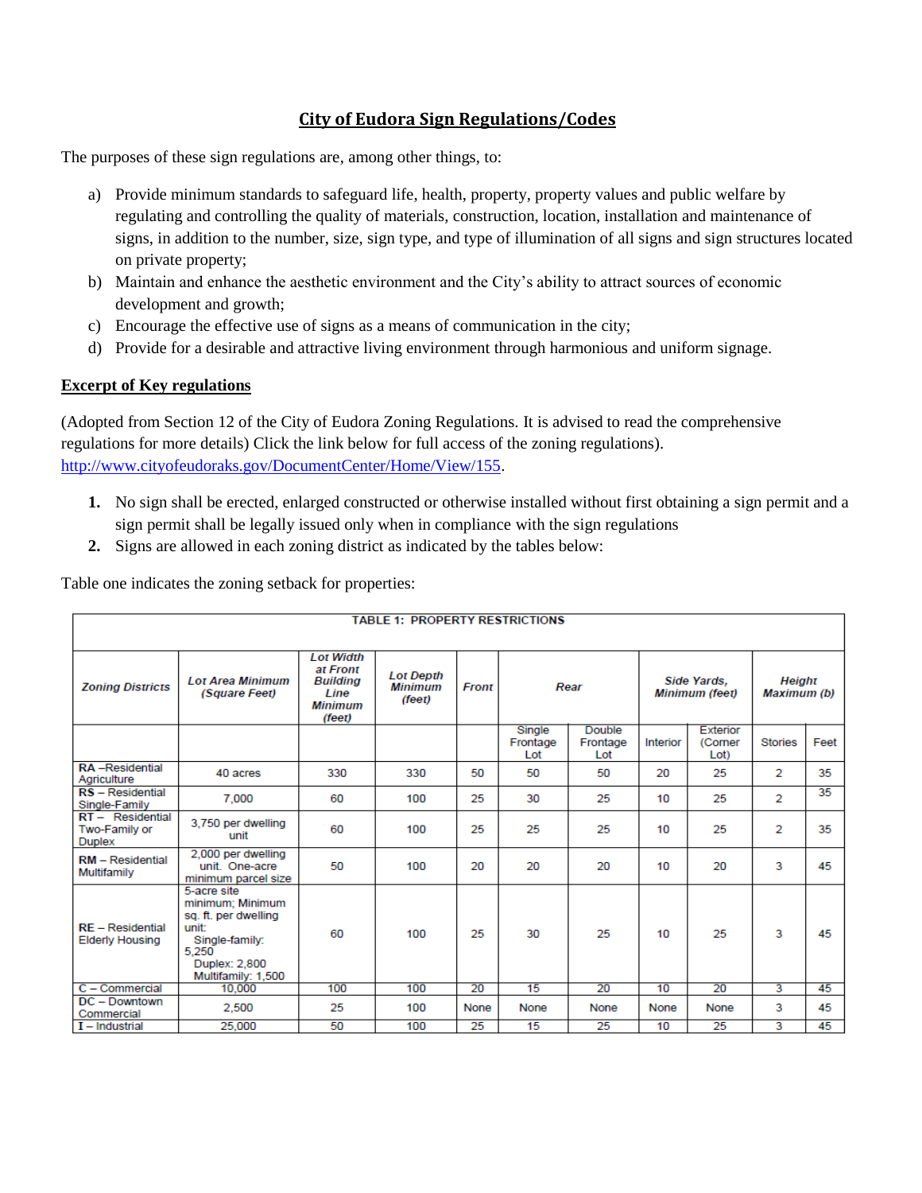# City of Eudora Sign Regulations/Codes

The purposes of these sign regulations are, among other things, to:

a) Provide minimum standards to safeguard life, health, property, property values and public welfare by regulating and controlling the quality of materials, construction, location, installation and maintenance of signs, in addition to the number, size, sign type, and type of illumination of all signs and sign structures located on private property;
b) Maintain and enhance the aesthetic environment and the City's ability to attract sources of economic development and growth;
c) Encourage the effective use of signs as a means of communication in the city;
d) Provide for a desirable and attractive living environment through harmonious and uniform signage.

## Excerpt of Key regulations

(Adopted from Section 12 of the City of Eudora Zoning Regulations. It is advised to read the comprehensive regulations for more details) Click the link below for full access of the zoning regulations). http://www.cityofeudoraks.gov/DocumentCenter/Home/View/155.

1. No sign shall be erected, enlarged constructed or otherwise installed without first obtaining a sign permit and a sign permit shall be legally issued only when in compliance with the sign regulations
2. Signs are allowed in each zoning district as indicated by the tables below:

Table one indicates the zoning setback for properties:

**TABLE 1: PROPERTY RESTRICTIONS**

| *Zoning Districts* | *Lot Area Minimum (Square Feet)* | *Lot Width at Front Building Line Minimum (feet)* | *Lot Depth Minimum (feet)* | *Front* | *Rear* | | *Side Yards, Minimum (feet)* | | *Height Maximum (b)* | |
|---|---|---|---|---|---|---|---|---|---|---|
| | | | | | Single Frontage Lot | Double Frontage Lot | Interior | Exterior (Corner Lot) | Stories | Feet |
| **RA** –Residential Agriculture | 40 acres | 330 | 330 | 50 | 50 | 50 | 20 | 25 | 2 | 35 |
| **RS** – Residential Single-Family | 7,000 | 60 | 100 | 25 | 30 | 25 | 10 | 25 | 2 | 35 |
| **RT** – Residential Two-Family or Duplex | 3,750 per dwelling unit | 60 | 100 | 25 | 25 | 25 | 10 | 25 | 2 | 35 |
| **RM** – Residential Multifamily | 2,000 per dwelling unit. One-acre minimum parcel size | 50 | 100 | 20 | 20 | 20 | 10 | 20 | 3 | 45 |
| **RE** – Residential Elderly Housing | 5-acre site minimum; Minimum sq. ft. per dwelling unit: Single-family: 5,250 Duplex: 2,800 Multifamily: 1,500 | 60 | 100 | 25 | 30 | 25 | 10 | 25 | 3 | 45 |
| **C** – Commercial | 10,000 | 100 | 100 | 20 | 15 | 20 | 10 | 20 | 3 | 45 |
| **DC** – Downtown Commercial | 2,500 | 25 | 100 | None | None | None | None | None | 3 | 45 |
| **I** – Industrial | 25,000 | 50 | 100 | 25 | 15 | 25 | 10 | 25 | 3 | 45 |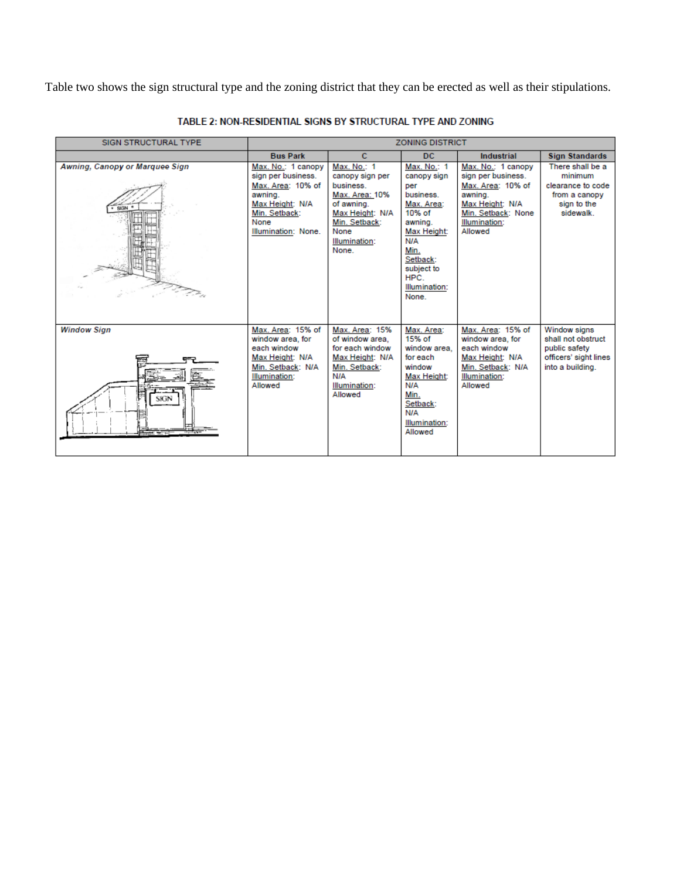Table two shows the sign structural type and the zoning district that they can be erected as well as their stipulations.

**TABLE 2: NON-RESIDENTIAL SIGNS BY STRUCTURAL TYPE AND ZONING**

| SIGN STRUCTURAL TYPE | ZONING DISTRICT | | | | |
|---|---|---|---|---|---|
| | **Bus Park** | **C** | **DC** | **Industrial** | **Sign Standards** |
| ***Awning, Canopy or Marquee Sign*** | Max. No.: 1 canopy sign per business. Max. Area: 10% of awning. Max Height: N/A Min. Setback: None Illumination: None. | Max. No.: 1 canopy sign per business. Max. Area: 10% of awning. Max Height: N/A Min. Setback: None Illumination: None. | Max. No.: 1 canopy sign per business. Max. Area: 10% of awning. Max Height: N/A Min. Setback: subject to HPC. Illumination: None. | Max. No.: 1 canopy sign per business. Max. Area: 10% of awning. Max Height: N/A Min. Setback: None Illumination: Allowed | There shall be a minimum clearance to code from a canopy sign to the sidewalk. |
| ***Window Sign*** | Max. Area: 15% of window area, for each window Max Height: N/A Min. Setback: N/A Illumination: Allowed | Max. Area: 15% of window area, for each window Max Height: N/A Min. Setback: N/A Illumination: Allowed | Max. Area: 15% of window area, for each window Max Height: N/A Min. Setback: N/A Illumination: Allowed | Max. Area: 15% of window area, for each window Max Height: N/A Min. Setback: N/A Illumination: Allowed | Window signs shall not obstruct public safety officers' sight lines into a building. |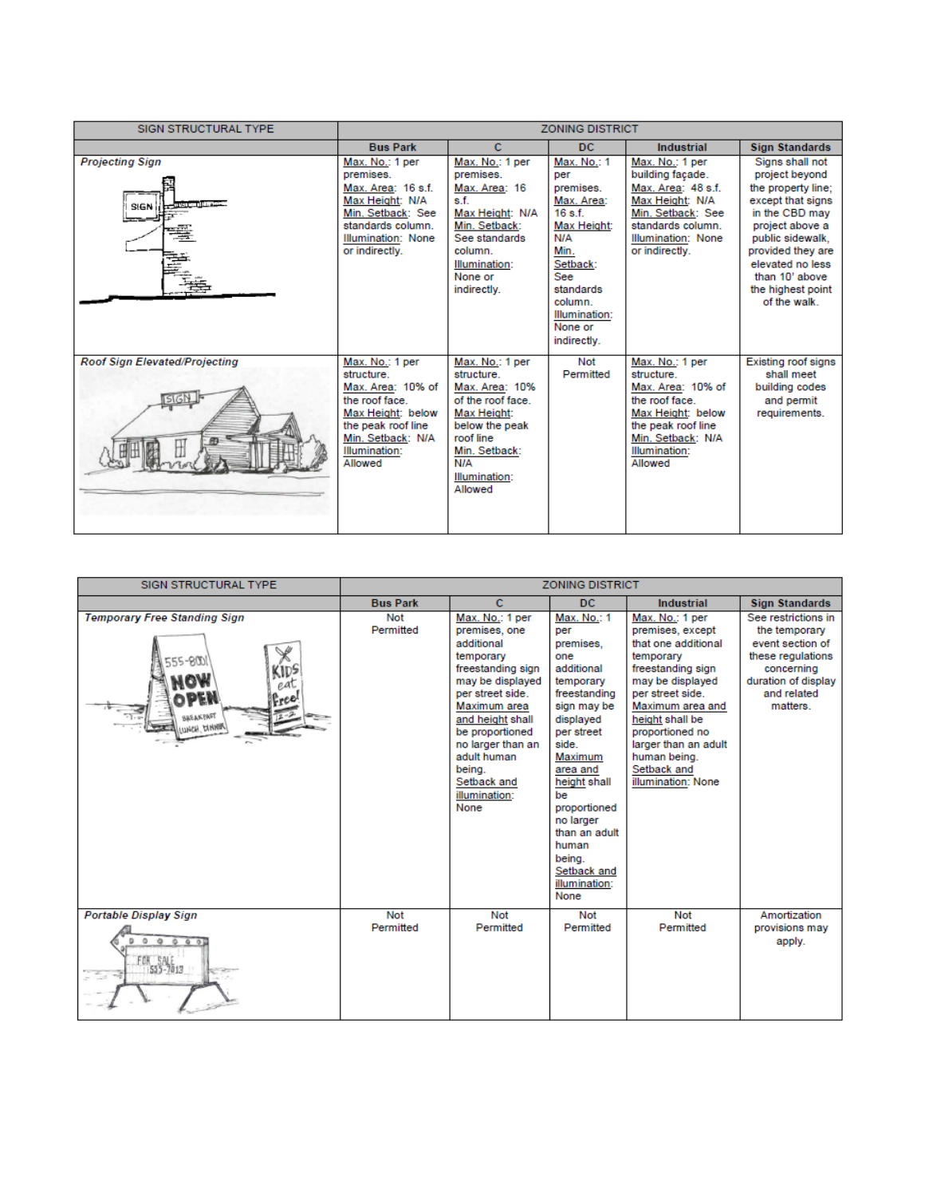| SIGN STRUCTURAL TYPE | ZONING DISTRICT | | | | |
|---|---|---|---|---|---|
| | **Bus Park** | **C** | **DC** | **Industrial** | **Sign Standards** |
| ***Projecting Sign*** | Max. No.: 1 per premises. Max. Area: 16 s.f. Max Height: N/A Min. Setback: See standards column. Illumination: None or indirectly. | Max. No.: 1 per premises. Max. Area: 16 s.f. Max Height: N/A Min. Setback: See standards column. Illumination: None or indirectly. | Max. No.: 1 per premises. Max. Area: 16 s.f. Max Height: N/A Min. Setback: See standards column. Illumination: None or indirectly. | Max. No.: 1 per building façade. Max. Area: 48 s.f. Max Height: N/A Min. Setback: See standards column. Illumination: None or indirectly. | Signs shall not project beyond the property line; except that signs in the CBD may project above a public sidewalk, provided they are elevated no less than 10' above the highest point of the walk. |
| ***Roof Sign Elevated/Projecting*** | Max. No.: 1 per structure. Max. Area: 10% of the roof face. Max Height: below the peak roof line Min. Setback: N/A Illumination: Allowed | Max. No.: 1 per structure. Max. Area: 10% of the roof face. Max Height: below the peak roof line Min. Setback: N/A Illumination: Allowed | Not Permitted | Max. No.: 1 per structure. Max. Area: 10% of the roof face. Max Height: below the peak roof line Min. Setback: N/A Illumination: Allowed | Existing roof signs shall meet building codes and permit requirements. |

| SIGN STRUCTURAL TYPE | ZONING DISTRICT | | | | |
|---|---|---|---|---|---|
| | **Bus Park** | **C** | **DC** | **Industrial** | **Sign Standards** |
| ***Temporary Free Standing Sign*** | Not Permitted | Max. No.: 1 per premises, one additional temporary freestanding sign may be displayed per street side. Maximum area and height shall be proportioned no larger than an adult human being. Setback and illumination: None | Max. No.: 1 per premises, one additional temporary freestanding sign may be displayed per street side. Maximum area and height shall be proportioned no larger than an adult human being. Setback and illumination: None | Max. No.: 1 per premises, except that one additional temporary freestanding sign may be displayed per street side. Maximum area and height shall be proportioned no larger than an adult human being. Setback and illumination: None | See restrictions in the temporary event section of these regulations concerning duration of display and related matters. |
| ***Portable Display Sign*** | Not Permitted | Not Permitted | Not Permitted | Not Permitted | Amortization provisions may apply. |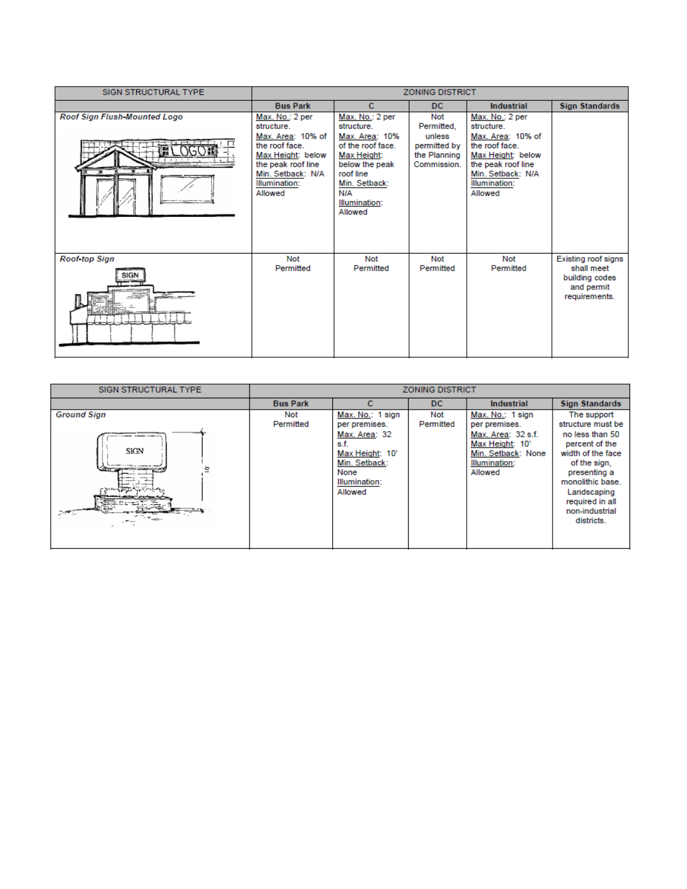| SIGN STRUCTURAL TYPE | ZONING DISTRICT | | | | |
|---|---|---|---|---|---|
| | **Bus Park** | **C** | **DC** | **Industrial** | **Sign Standards** |
| ***Roof Sign Flush-Mounted Logo*** | Max. No.: 2 per structure. Max. Area: 10% of the roof face. Max Height: below the peak roof line Min. Setback: N/A Illumination: Allowed | Max. No.: 2 per structure. Max. Area: 10% of the roof face. Max Height: below the peak roof line Min. Setback: N/A Illumination: Allowed | Not Permitted, unless permitted by the Planning Commission. | Max. No.: 2 per structure. Max. Area: 10% of the roof face. Max Height: below the peak roof line Min. Setback: N/A Illumination: Allowed | |
| ***Roof-top Sign*** | Not Permitted | Not Permitted | Not Permitted | Not Permitted | Existing roof signs shall meet building codes and permit requirements. |

| SIGN STRUCTURAL TYPE | ZONING DISTRICT | | | | |
|---|---|---|---|---|---|
| | **Bus Park** | **C** | **DC** | **Industrial** | **Sign Standards** |
| ***Ground Sign*** | Not Permitted | Max. No.: 1 sign per premises. Max. Area: 32 s.f. Max Height: 10' Min. Setback: None Illumination: Allowed | Not Permitted | Max. No.: 1 sign per premises. Max. Area: 32 s.f. Max Height: 10' Min. Setback: None Illumination: Allowed | The support structure must be no less than 50 percent of the width of the face of the sign, presenting a monolithic base. Landscaping required in all non-industrial districts. |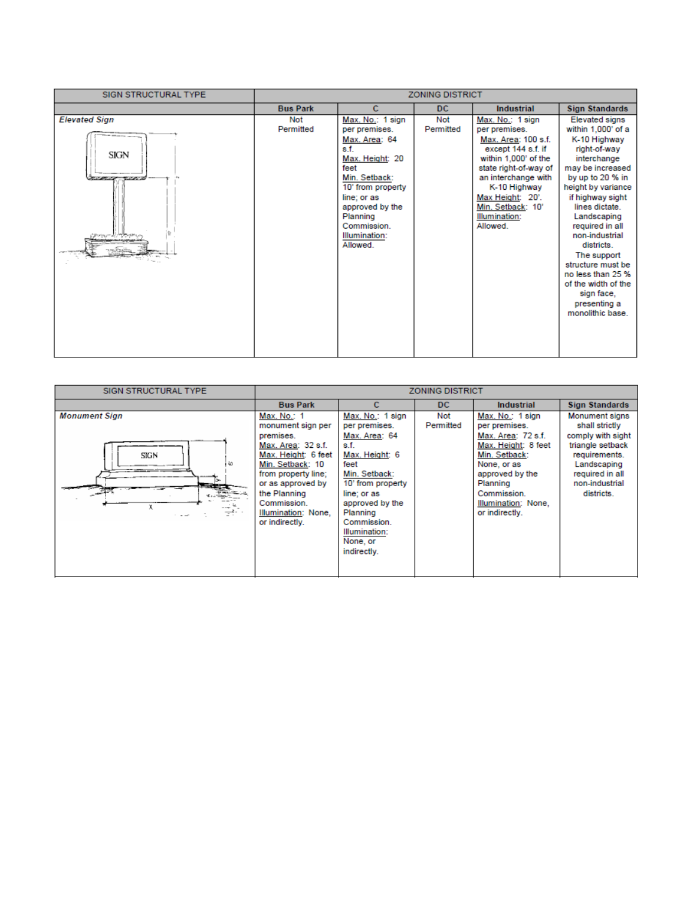| SIGN STRUCTURAL TYPE | ZONING DISTRICT | | | | |
|---|---|---|---|---|---|
| | **Bus Park** | **C** | **DC** | **Industrial** | **Sign Standards** |
| ***Elevated Sign*** | Not Permitted | Max. No.: 1 sign per premises. Max. Area: 64 s.f. Max. Height: 20 feet Min. Setback: 10' from property line; or as approved by the Planning Commission. Illumination: Allowed. | Not Permitted | Max. No.: 1 sign per premises. Max. Area: 100 s.f. except 144 s.f. if within 1,000' of the state right-of-way of an interchange with K-10 Highway Max Height: 20'. Min. Setback: 10' Illumination: Allowed. | Elevated signs within 1,000' of a K-10 Highway right-of-way interchange may be increased by up to 20 % in height by variance if highway sight lines dictate. Landscaping required in all non-industrial districts. The support structure must be no less than 25 % of the width of the sign face, presenting a monolithic base. |

| SIGN STRUCTURAL TYPE | ZONING DISTRICT | | | | |
|---|---|---|---|---|---|
| | **Bus Park** | **C** | **DC** | **Industrial** | **Sign Standards** |
| ***Monument Sign*** | Max. No.: 1 monument sign per premises. Max. Area: 32 s.f. Max. Height: 6 feet Min. Setback: 10 from property line; or as approved by the Planning Commission. Illumination: None, or indirectly. | Max. No.: 1 sign per premises. Max. Area: 64 s.f. Max. Height: 6 feet Min. Setback: 10' from property line; or as approved by the Planning Commission. Illumination: None, or indirectly. | Not Permitted | Max. No.: 1 sign per premises. Max. Area: 72 s.f. Max. Height: 8 feet Min. Setback: None, or as approved by the Planning Commission. Illumination: None, or indirectly. | Monument signs shall strictly comply with sight triangle setback requirements. Landscaping required in all non-industrial districts. |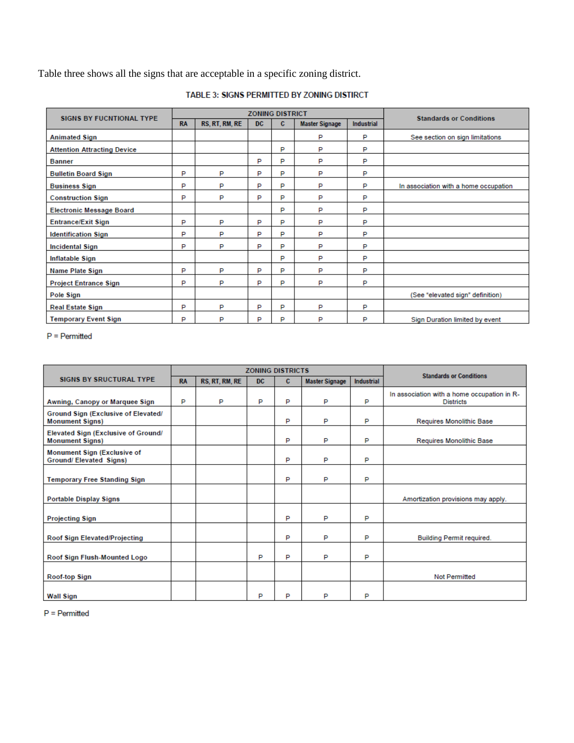Table three shows all the signs that are acceptable in a specific zoning district.

TABLE 3: **SIGNS PERMITTED BY ZONING DISITRCT**

| SIGNS BY FUCNTIONAL TYPE | ZONING DISTRICT | | | | | | Standards or Conditions |
|---|---|---|---|---|---|---|---|
| | RA | RS, RT, RM, RE | DC | C | Master Signage | Industrial | |
| Animated Sign | | | | | P | P | See section on sign limitations |
| Attention Attracting Device | | | | P | P | P | |
| Banner | | | P | P | P | P | |
| Bulletin Board Sign | P | P | P | P | P | P | |
| Business Sign | P | P | P | P | P | P | In association with a home occupation |
| Construction Sign | P | P | P | P | P | P | |
| Electronic Message Board | | | | P | P | P | |
| Entrance/Exit Sign | P | P | P | P | P | P | |
| Identification Sign | P | P | P | P | P | P | |
| Incidental Sign | P | P | P | P | P | P | |
| Inflatable Sign | | | | P | P | P | |
| Name Plate Sign | P | P | P | P | P | P | |
| Project Entrance Sign | P | P | P | P | P | P | |
| Pole Sign | | | | | | | (See "elevated sign" definition) |
| Real Estate Sign | P | P | P | P | P | P | |
| Temporary Event Sign | P | P | P | P | P | P | Sign Duration limited by event |

P = Permitted

| SIGNS BY SRUCTURAL TYPE | ZONING DISTRICTS | | | | | | Standards or Conditions |
|---|---|---|---|---|---|---|---|
| | RA | RS, RT, RM, RE | DC | C | Master Signage | Industrial | |
| Awning, Canopy or Marquee Sign | P | P | P | P | P | P | In association with a home occupation in R-Districts |
| Ground Sign (Exclusive of Elevated/ Monument Signs) | | | | P | P | P | Requires Monolithic Base |
| Elevated Sign (Exclusive of Ground/ Monument Signs) | | | | P | P | P | Requires Monolithic Base |
| Monument Sign (Exclusive of Ground/ Elevated Signs) | | | | P | P | P | |
| Temporary Free Standing Sign | | | | P | P | P | |
| Portable Display Signs | | | | | | | Amortization provisions may apply. |
| Projecting Sign | | | | P | P | P | |
| Roof Sign Elevated/Projecting | | | | P | P | P | Building Permit required. |
| Roof Sign Flush-Mounted Logo | | | P | P | P | P | |
| Roof-top Sign | | | | | | | Not Permitted |
| Wall Sign | | | P | P | P | P | |

P = Permitted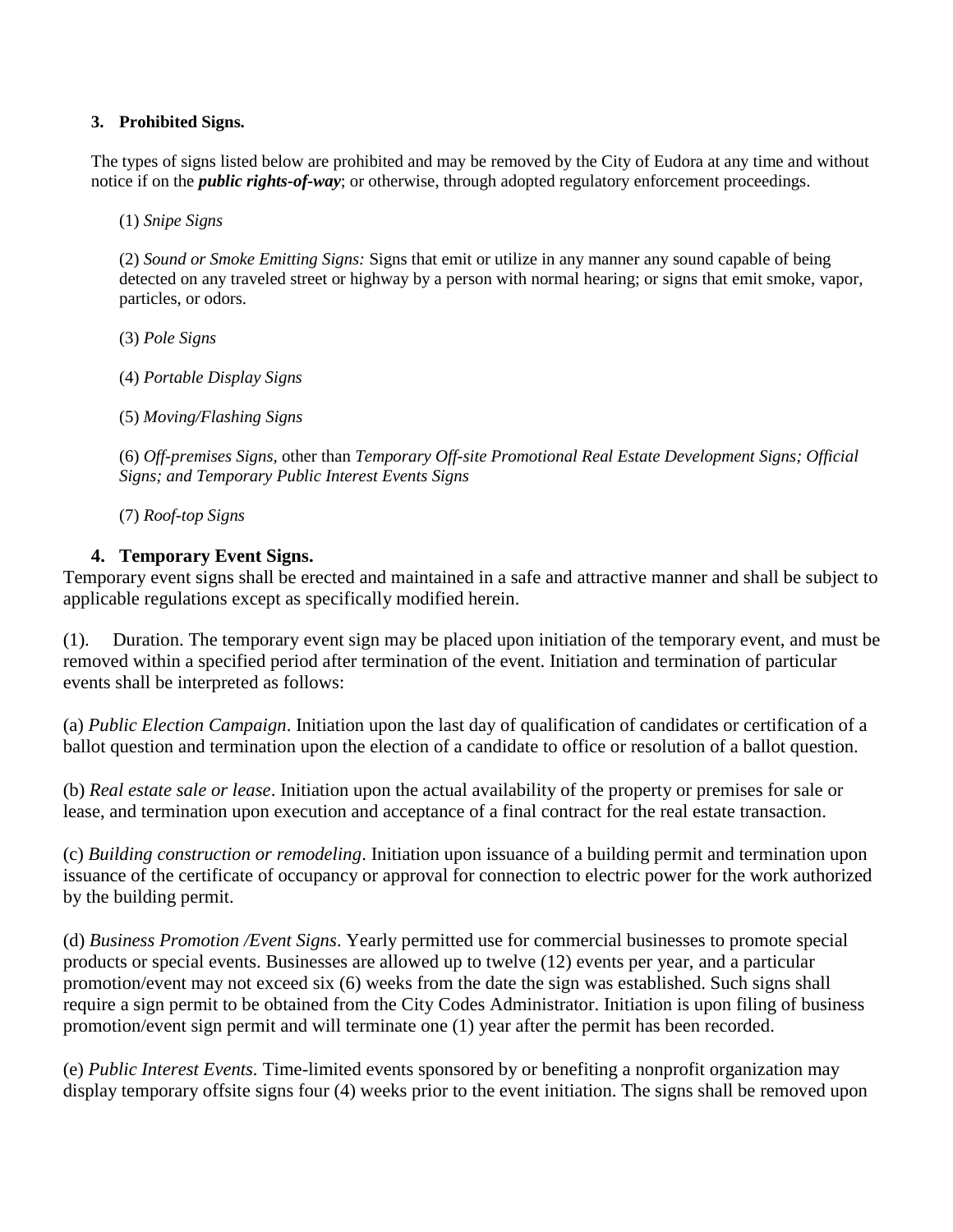### 3. Prohibited Signs.

The types of signs listed below are prohibited and may be removed by the City of Eudora at any time and without notice if on the ***public rights-of-way***; or otherwise, through adopted regulatory enforcement proceedings.

(1) *Snipe Signs*

(2) *Sound or Smoke Emitting Signs:* Signs that emit or utilize in any manner any sound capable of being detected on any traveled street or highway by a person with normal hearing; or signs that emit smoke, vapor, particles, or odors.

(3) *Pole Signs*

(4) *Portable Display Signs*

(5) *Moving/Flashing Signs*

(6) *Off-premises Signs*, other than *Temporary Off-site Promotional Real Estate Development Signs; Official Signs; and Temporary Public Interest Events Signs*

(7) *Roof-top Signs*

### 4. Temporary Event Signs.

Temporary event signs shall be erected and maintained in a safe and attractive manner and shall be subject to applicable regulations except as specifically modified herein.

(1). Duration. The temporary event sign may be placed upon initiation of the temporary event, and must be removed within a specified period after termination of the event. Initiation and termination of particular events shall be interpreted as follows:

(a) *Public Election Campaign*. Initiation upon the last day of qualification of candidates or certification of a ballot question and termination upon the election of a candidate to office or resolution of a ballot question.

(b) *Real estate sale or lease*. Initiation upon the actual availability of the property or premises for sale or lease, and termination upon execution and acceptance of a final contract for the real estate transaction.

(c) *Building construction or remodeling*. Initiation upon issuance of a building permit and termination upon issuance of the certificate of occupancy or approval for connection to electric power for the work authorized by the building permit.

(d) *Business Promotion /Event Signs*. Yearly permitted use for commercial businesses to promote special products or special events. Businesses are allowed up to twelve (12) events per year, and a particular promotion/event may not exceed six (6) weeks from the date the sign was established. Such signs shall require a sign permit to be obtained from the City Codes Administrator. Initiation is upon filing of business promotion/event sign permit and will terminate one (1) year after the permit has been recorded.

(e) *Public Interest Events.* Time-limited events sponsored by or benefiting a nonprofit organization may display temporary offsite signs four (4) weeks prior to the event initiation. The signs shall be removed upon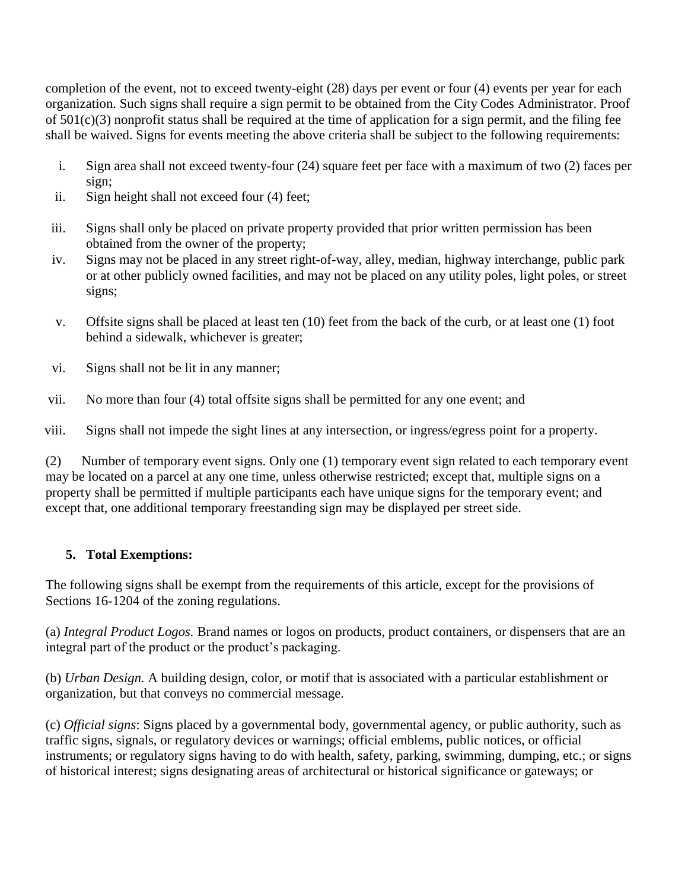completion of the event, not to exceed twenty-eight (28) days per event or four (4) events per year for each organization. Such signs shall require a sign permit to be obtained from the City Codes Administrator. Proof of 501(c)(3) nonprofit status shall be required at the time of application for a sign permit, and the filing fee shall be waived. Signs for events meeting the above criteria shall be subject to the following requirements:

i. Sign area shall not exceed twenty-four (24) square feet per face with a maximum of two (2) faces per sign;
ii. Sign height shall not exceed four (4) feet;
iii. Signs shall only be placed on private property provided that prior written permission has been obtained from the owner of the property;
iv. Signs may not be placed in any street right-of-way, alley, median, highway interchange, public park or at other publicly owned facilities, and may not be placed on any utility poles, light poles, or street signs;
v. Offsite signs shall be placed at least ten (10) feet from the back of the curb, or at least one (1) foot behind a sidewalk, whichever is greater;
vi. Signs shall not be lit in any manner;
vii. No more than four (4) total offsite signs shall be permitted for any one event; and
viii. Signs shall not impede the sight lines at any intersection, or ingress/egress point for a property.

(2) Number of temporary event signs. Only one (1) temporary event sign related to each temporary event may be located on a parcel at any one time, unless otherwise restricted; except that, multiple signs on a property shall be permitted if multiple participants each have unique signs for the temporary event; and except that, one additional temporary freestanding sign may be displayed per street side.

**5. Total Exemptions:**

The following signs shall be exempt from the requirements of this article, except for the provisions of Sections 16-1204 of the zoning regulations.

(a) *Integral Product Logos.* Brand names or logos on products, product containers, or dispensers that are an integral part of the product or the product's packaging.

(b) *Urban Design.* A building design, color, or motif that is associated with a particular establishment or organization, but that conveys no commercial message.

(c) *Official signs*: Signs placed by a governmental body, governmental agency, or public authority, such as traffic signs, signals, or regulatory devices or warnings; official emblems, public notices, or official instruments; or regulatory signs having to do with health, safety, parking, swimming, dumping, etc.; or signs of historical interest; signs designating areas of architectural or historical significance or gateways; or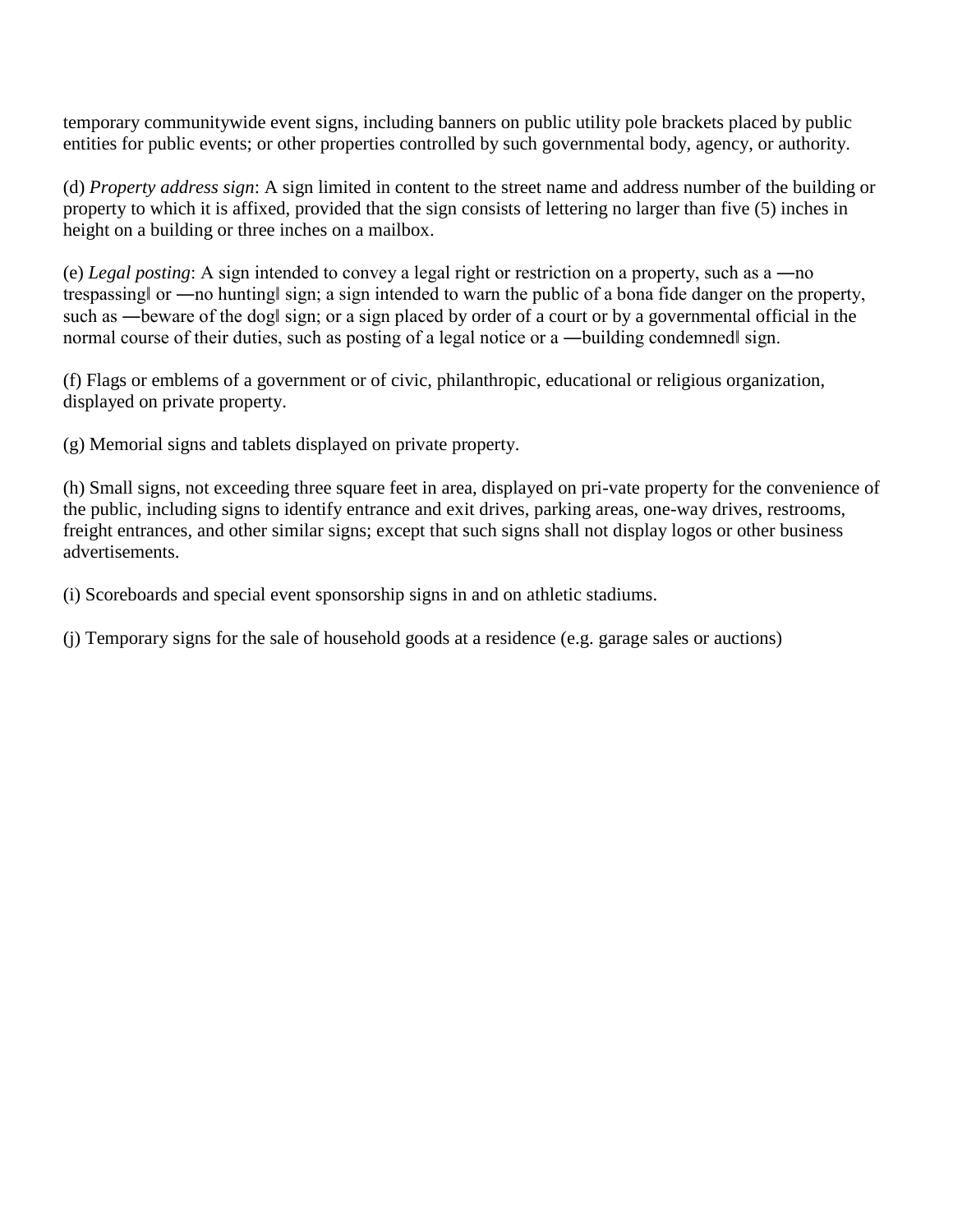temporary communitywide event signs, including banners on public utility pole brackets placed by public entities for public events; or other properties controlled by such governmental body, agency, or authority.

(d) *Property address sign*: A sign limited in content to the street name and address number of the building or property to which it is affixed, provided that the sign consists of lettering no larger than five (5) inches in height on a building or three inches on a mailbox.

(e) *Legal posting*: A sign intended to convey a legal right or restriction on a property, such as a ―no trespassing‖ or ―no hunting‖ sign; a sign intended to warn the public of a bona fide danger on the property, such as ―beware of the dog‖ sign; or a sign placed by order of a court or by a governmental official in the normal course of their duties, such as posting of a legal notice or a ―building condemned‖ sign.

(f) Flags or emblems of a government or of civic, philanthropic, educational or religious organization, displayed on private property.

(g) Memorial signs and tablets displayed on private property.

(h) Small signs, not exceeding three square feet in area, displayed on pri-vate property for the convenience of the public, including signs to identify entrance and exit drives, parking areas, one-way drives, restrooms, freight entrances, and other similar signs; except that such signs shall not display logos or other business advertisements.

(i) Scoreboards and special event sponsorship signs in and on athletic stadiums.

(j) Temporary signs for the sale of household goods at a residence (e.g. garage sales or auctions)